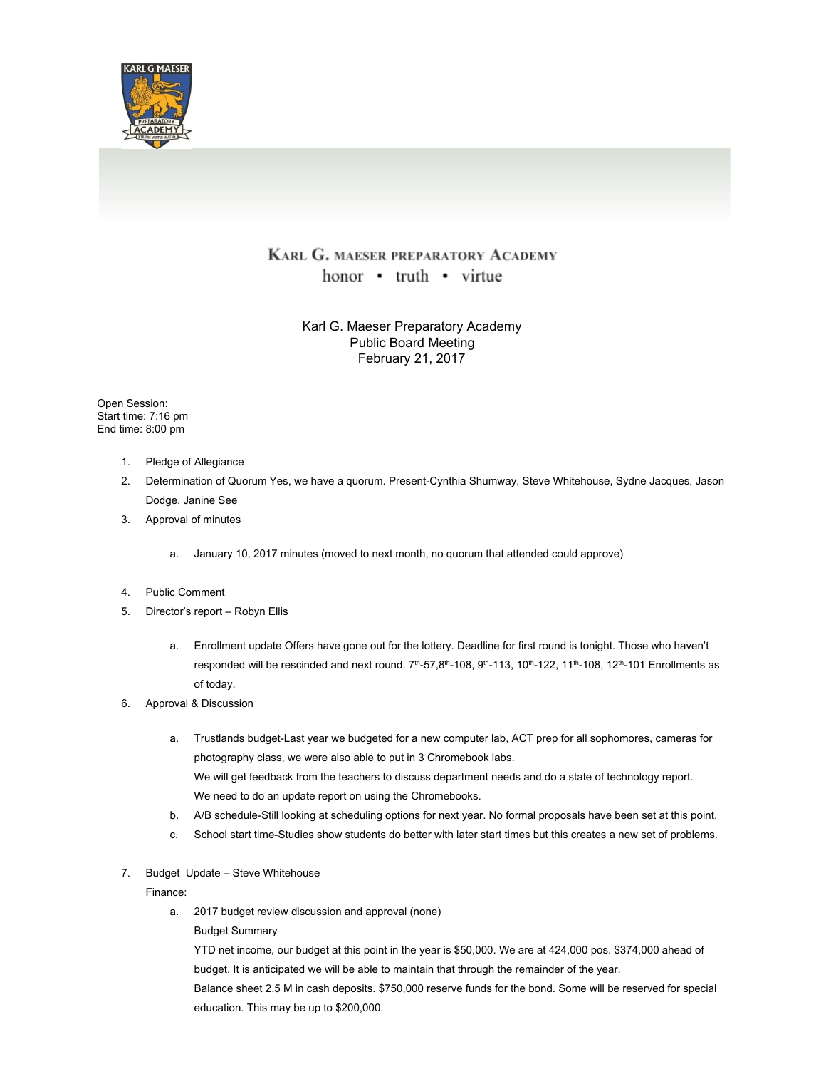KARL G. MAESER PREPARATORY ACADEMY

honor • truth • virtue

Karl G. Maeser Preparatory Academy
Public Board Meeting
February 21, 2017

Open Session:
Start time: 7:16 pm
End time: 8:00 pm

1. Pledge of Allegiance
2. Determination of Quorum Yes, we have a quorum. Present-Cynthia Shumway, Steve Whitehouse, Sydne Jacques, Jason Dodge, Janine See
3. Approval of minutes
   a. January 10, 2017 minutes (moved to next month, no quorum that attended could approve)
4. Public Comment
5. Director's report – Robyn Ellis
   a. Enrollment update Offers have gone out for the lottery. Deadline for first round is tonight. Those who haven't responded will be rescinded and next round. 7th-57,8th-108, 9th-113, 10th-122, 11th-108, 12th-101 Enrollments as of today.
6. Approval & Discussion
   a. Trustlands budget-Last year we budgeted for a new computer lab, ACT prep for all sophomores, cameras for photography class, we were also able to put in 3 Chromebook labs.
      We will get feedback from the teachers to discuss department needs and do a state of technology report.
      We need to do an update report on using the Chromebooks.
   b. A/B schedule-Still looking at scheduling options for next year. No formal proposals have been set at this point.
   c. School start time-Studies show students do better with later start times but this creates a new set of problems.
7. Budget Update – Steve Whitehouse
   Finance:
   a. 2017 budget review discussion and approval (none)
      Budget Summary
      YTD net income, our budget at this point in the year is $50,000. We are at 424,000 pos. $374,000 ahead of budget. It is anticipated we will be able to maintain that through the remainder of the year.
      Balance sheet 2.5 M in cash deposits. $750,000 reserve funds for the bond. Some will be reserved for special education. This may be up to $200,000.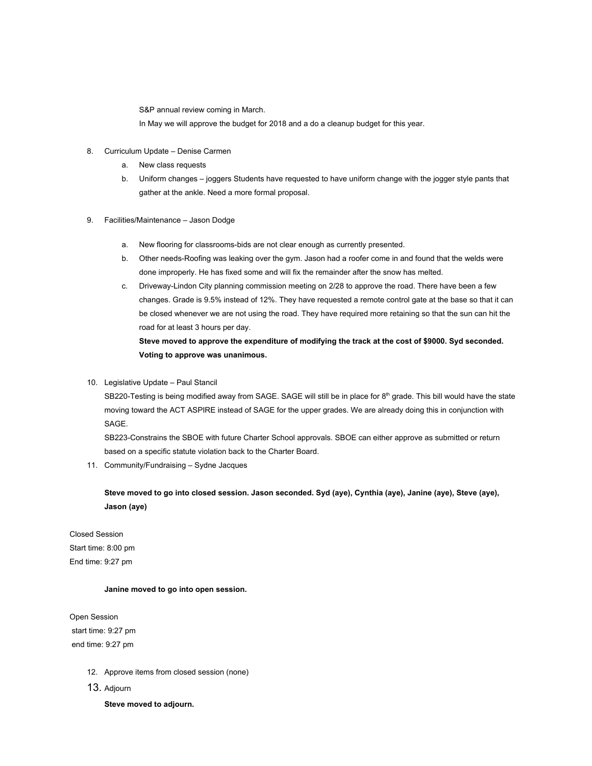S&P annual review coming in March.

In May we will approve the budget for 2018 and a do a cleanup budget for this year.

8. Curriculum Update – Denise Carmen
   a. New class requests
   b. Uniform changes – joggers Students have requested to have uniform change with the jogger style pants that gather at the ankle. Need a more formal proposal.

9. Facilities/Maintenance – Jason Dodge
   a. New flooring for classrooms-bids are not clear enough as currently presented.
   b. Other needs-Roofing was leaking over the gym. Jason had a roofer come in and found that the welds were done improperly. He has fixed some and will fix the remainder after the snow has melted.
   c. Driveway-Lindon City planning commission meeting on 2/28 to approve the road. There have been a few changes. Grade is 9.5% instead of 12%. They have requested a remote control gate at the base so that it can be closed whenever we are not using the road. They have required more retaining so that the sun can hit the road for at least 3 hours per day.

      **Steve moved to approve the expenditure of modifying the track at the cost of $9000. Syd seconded. Voting to approve was unanimous.**

10. Legislative Update – Paul Stancil

    SB220-Testing is being modified away from SAGE. SAGE will still be in place for 8th grade. This bill would have the state moving toward the ACT ASPIRE instead of SAGE for the upper grades. We are already doing this in conjunction with SAGE.

    SB223-Constrains the SBOE with future Charter School approvals. SBOE can either approve as submitted or return based on a specific statute violation back to the Charter Board.

11. Community/Fundraising – Sydne Jacques

    **Steve moved to go into closed session. Jason seconded. Syd (aye), Cynthia (aye), Janine (aye), Steve (aye), Jason (aye)**

Closed Session
Start time: 8:00 pm
End time: 9:27 pm

**Janine moved to go into open session.**

Open Session
start time: 9:27 pm
end time: 9:27 pm

12. Approve items from closed session (none)
13. Adjourn

    **Steve moved to adjourn.**